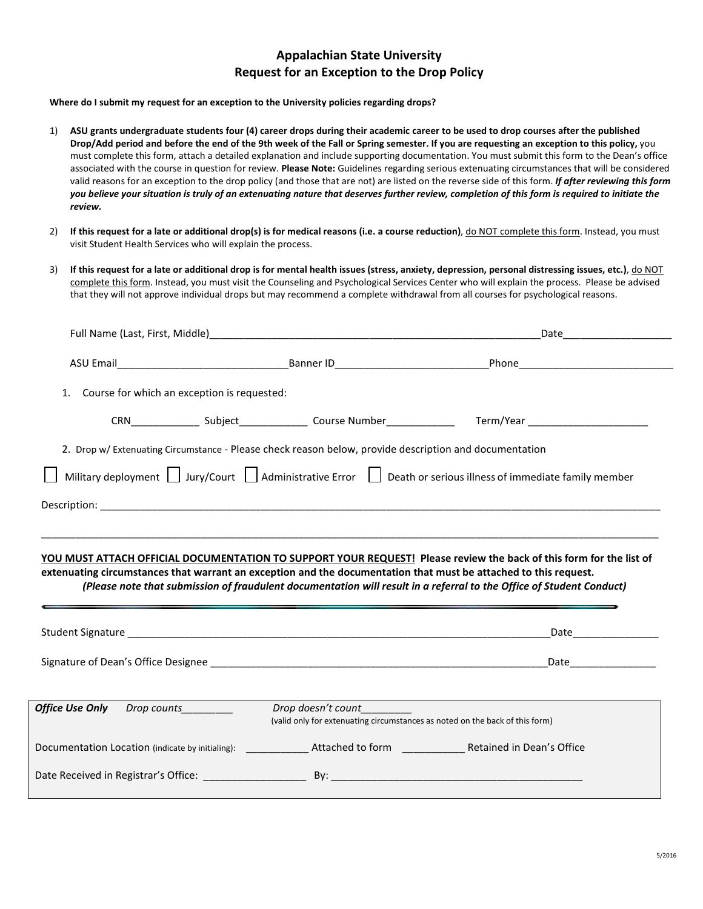# Appalachian State University
## Request for an Exception to the Drop Policy

**Where do I submit my request for an exception to the University policies regarding drops?**

1) **ASU grants undergraduate students four (4) career drops during their academic career to be used to drop courses after the published Drop/Add period and before the end of the 9th week of the Fall or Spring semester. If you are requesting an exception to this policy,** you must complete this form, attach a detailed explanation and include supporting documentation. You must submit this form to the Dean's office associated with the course in question for review. **Please Note:** Guidelines regarding serious extenuating circumstances that will be considered valid reasons for an exception to the drop policy (and those that are not) are listed on the reverse side of this form. ***If after reviewing this form you believe your situation is truly of an extenuating nature that deserves further review, completion of this form is required to initiate the review.***

2) **If this request for a late or additional drop(s) is for medical reasons (i.e. a course reduction)**, do NOT complete this form. Instead, you must visit Student Health Services who will explain the process.

3) **If this request for a late or additional drop is for mental health issues (stress, anxiety, depression, personal distressing issues, etc.)**, do NOT complete this form. Instead, you must visit the Counseling and Psychological Services Center who will explain the process. Please be advised that they will not approve individual drops but may recommend a complete withdrawal from all courses for psychological reasons.

Full Name (Last, First, Middle)____________________________________________________________Date__________________

ASU Email______________________________Banner ID___________________________Phone___________________________

1. Course for which an exception is requested:

CRN____________ Subject____________ Course Number____________ Term/Year _____________________

2. Drop w/ Extenuating Circumstance - Please check reason below, provide description and documentation

☐ Military deployment ☐ Jury/Court ☐ Administrative Error ☐ Death or serious illness of immediate family member

Description: _____________________________________________________________________________________________

__________________________________________________________________________________________________________

**YOU MUST ATTACH OFFICIAL DOCUMENTATION TO SUPPORT YOUR REQUEST! Please review the back of this form for the list of extenuating circumstances that warrant an exception and the documentation that must be attached to this request.**
***(Please note that submission of fraudulent documentation will result in a referral to the Office of Student Conduct)***

---

Student Signature ______________________________________________________________________________Date_______________

Signature of Dean's Office Designee ____________________________________________________________Date_______________

---

***Office Use Only*** *Drop counts*_________ *Drop doesn't count*_________
(valid only for extenuating circumstances as noted on the back of this form)

Documentation Location (indicate by initialing): ___________ Attached to form ___________ Retained in Dean's Office

Date Received in Registrar's Office: __________________ By: ____________________________________________

5/2016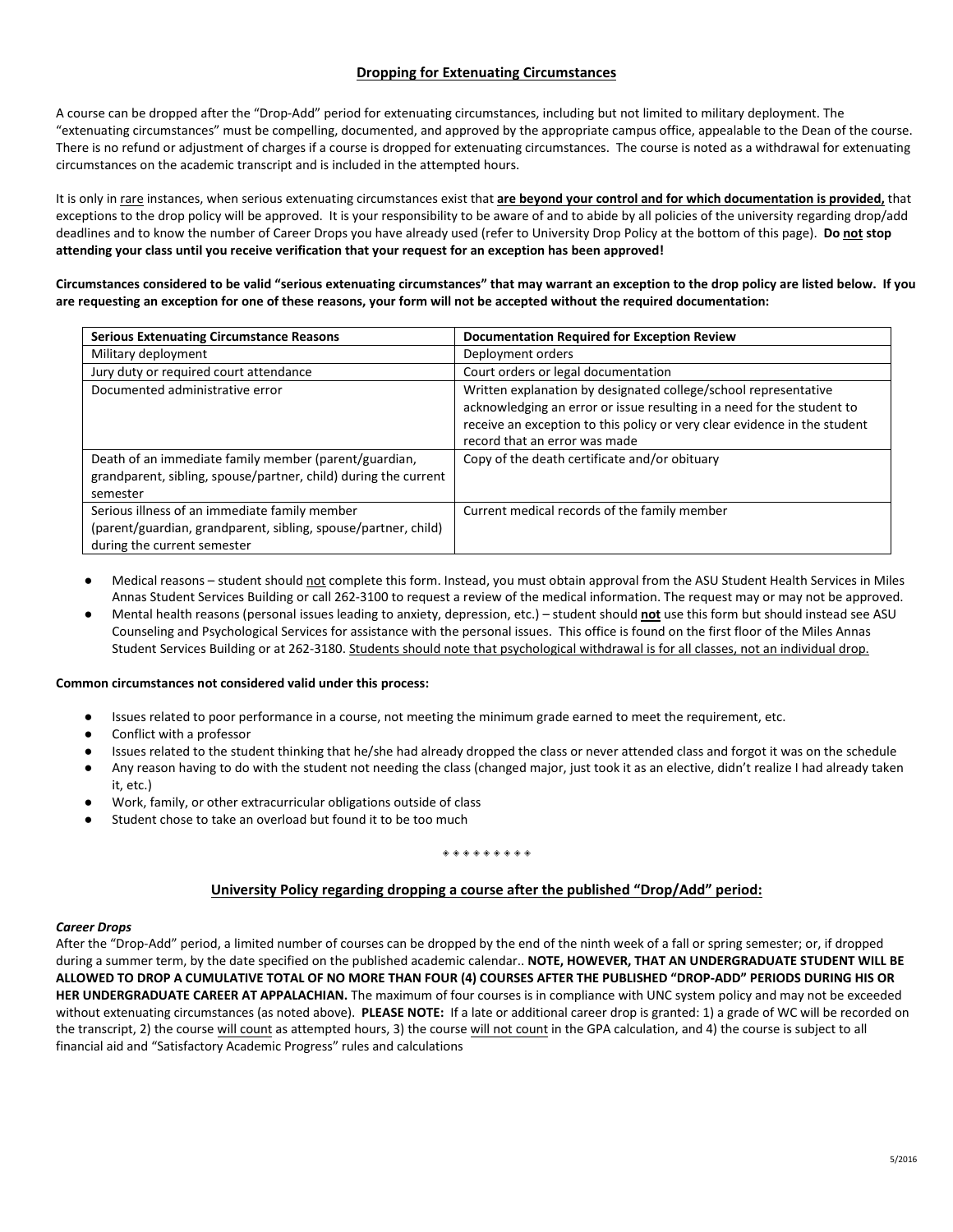## Dropping for Extenuating Circumstances

A course can be dropped after the "Drop-Add" period for extenuating circumstances, including but not limited to military deployment. The "extenuating circumstances" must be compelling, documented, and approved by the appropriate campus office, appealable to the Dean of the course. There is no refund or adjustment of charges if a course is dropped for extenuating circumstances. The course is noted as a withdrawal for extenuating circumstances on the academic transcript and is included in the attempted hours.

It is only in rare instances, when serious extenuating circumstances exist that **are beyond your control and for which documentation is provided,** that exceptions to the drop policy will be approved. It is your responsibility to be aware of and to abide by all policies of the university regarding drop/add deadlines and to know the number of Career Drops you have already used (refer to University Drop Policy at the bottom of this page). **Do not stop attending your class until you receive verification that your request for an exception has been approved!**

**Circumstances considered to be valid "serious extenuating circumstances" that may warrant an exception to the drop policy are listed below. If you are requesting an exception for one of these reasons, your form will not be accepted without the required documentation:**

| Serious Extenuating Circumstance Reasons | Documentation Required for Exception Review |
|---|---|
| Military deployment | Deployment orders |
| Jury duty or required court attendance | Court orders or legal documentation |
| Documented administrative error | Written explanation by designated college/school representative acknowledging an error or issue resulting in a need for the student to receive an exception to this policy or very clear evidence in the student record that an error was made |
| Death of an immediate family member (parent/guardian, grandparent, sibling, spouse/partner, child) during the current semester | Copy of the death certificate and/or obituary |
| Serious illness of an immediate family member (parent/guardian, grandparent, sibling, spouse/partner, child) during the current semester | Current medical records of the family member |

- Medical reasons – student should not complete this form. Instead, you must obtain approval from the ASU Student Health Services in Miles Annas Student Services Building or call 262-3100 to request a review of the medical information. The request may or may not be approved.
- Mental health reasons (personal issues leading to anxiety, depression, etc.) – student should **not** use this form but should instead see ASU Counseling and Psychological Services for assistance with the personal issues. This office is found on the first floor of the Miles Annas Student Services Building or at 262-3180. Students should note that psychological withdrawal is for all classes, not an individual drop.

**Common circumstances not considered valid under this process:**

- Issues related to poor performance in a course, not meeting the minimum grade earned to meet the requirement, etc.
- Conflict with a professor
- Issues related to the student thinking that he/she had already dropped the class or never attended class and forgot it was on the schedule
- Any reason having to do with the student not needing the class (changed major, just took it as an elective, didn't realize I had already taken it, etc.)
- Work, family, or other extracurricular obligations outside of class
- Student chose to take an overload but found it to be too much

◈◈◈◈◈◈◈◈◈

## University Policy regarding dropping a course after the published "Drop/Add" period:

***Career Drops***

After the "Drop-Add" period, a limited number of courses can be dropped by the end of the ninth week of a fall or spring semester; or, if dropped during a summer term, by the date specified on the published academic calendar.. **NOTE, HOWEVER, THAT AN UNDERGRADUATE STUDENT WILL BE ALLOWED TO DROP A CUMULATIVE TOTAL OF NO MORE THAN FOUR (4) COURSES AFTER THE PUBLISHED "DROP-ADD" PERIODS DURING HIS OR HER UNDERGRADUATE CAREER AT APPALACHIAN.** The maximum of four courses is in compliance with UNC system policy and may not be exceeded without extenuating circumstances (as noted above). **PLEASE NOTE:** If a late or additional career drop is granted: 1) a grade of WC will be recorded on the transcript, 2) the course will count as attempted hours, 3) the course will not count in the GPA calculation, and 4) the course is subject to all financial aid and "Satisfactory Academic Progress" rules and calculations

5/2016